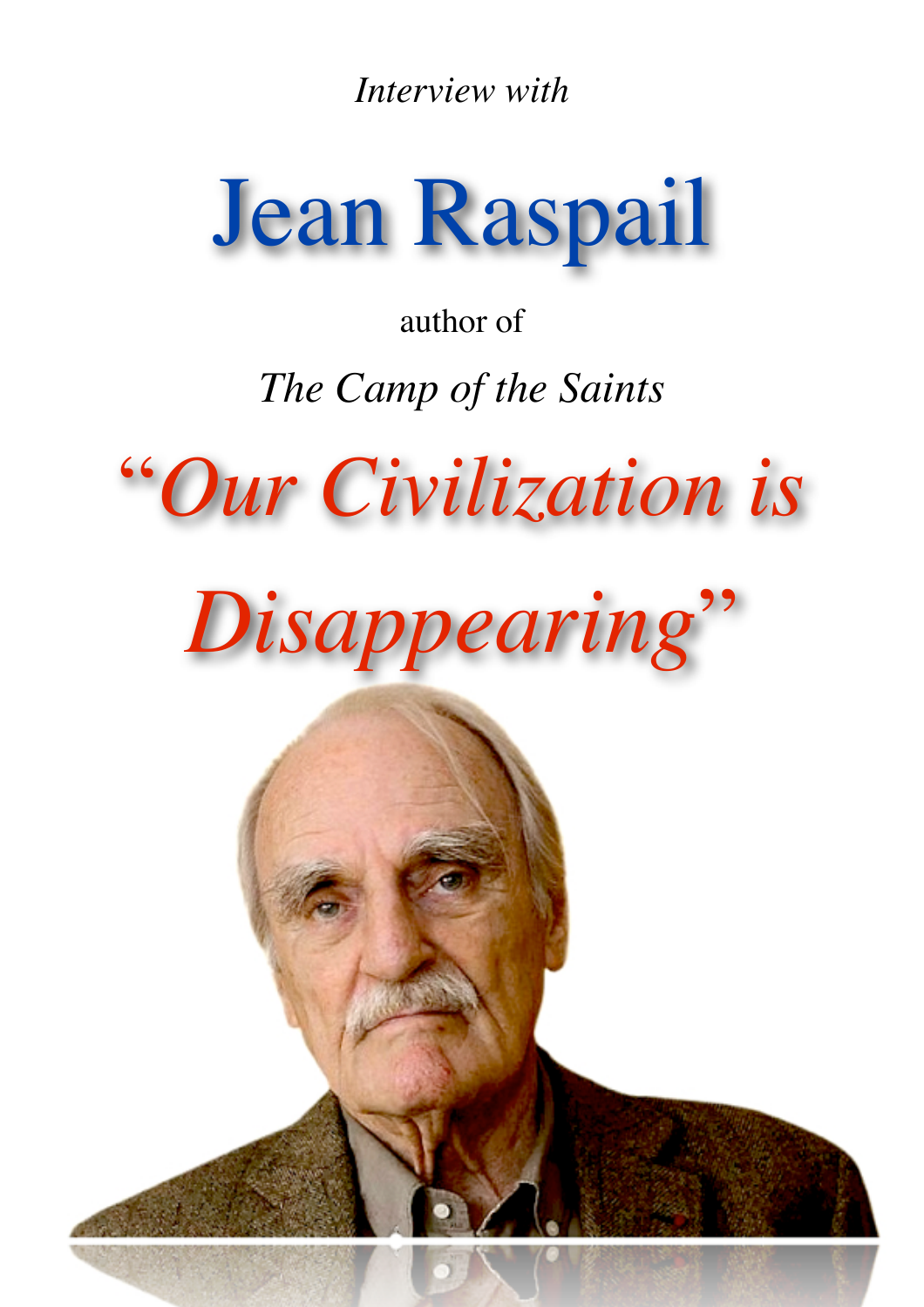*Interview with*

# Jean Raspail

author of

*The Camp of the Saints*

## *"Our Civilization is Disappearing"*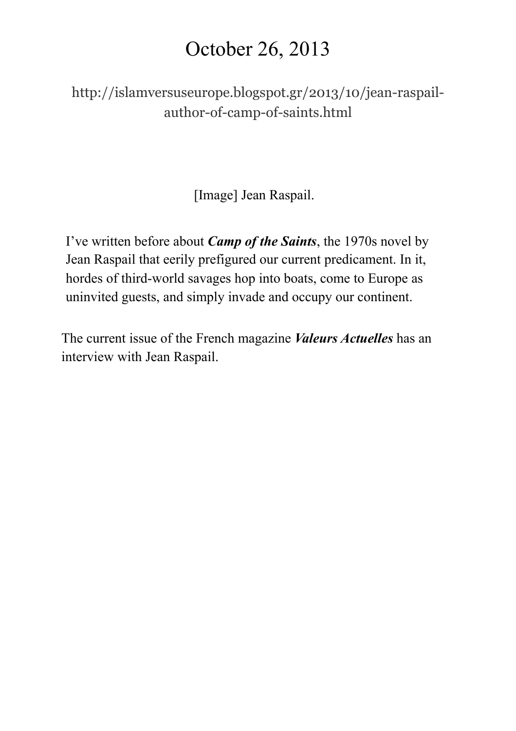# October 26, 2013

http://islamversuseurope.blogspot.gr/2013/10/jean-raspail-author-of-camp-of-saints.html

[Image] Jean Raspail.

I've written before about ***Camp of the Saints***, the 1970s novel by Jean Raspail that eerily prefigured our current predicament. In it, hordes of third-world savages hop into boats, come to Europe as uninvited guests, and simply invade and occupy our continent.

The current issue of the French magazine ***Valeurs Actuelles*** has an interview with Jean Raspail.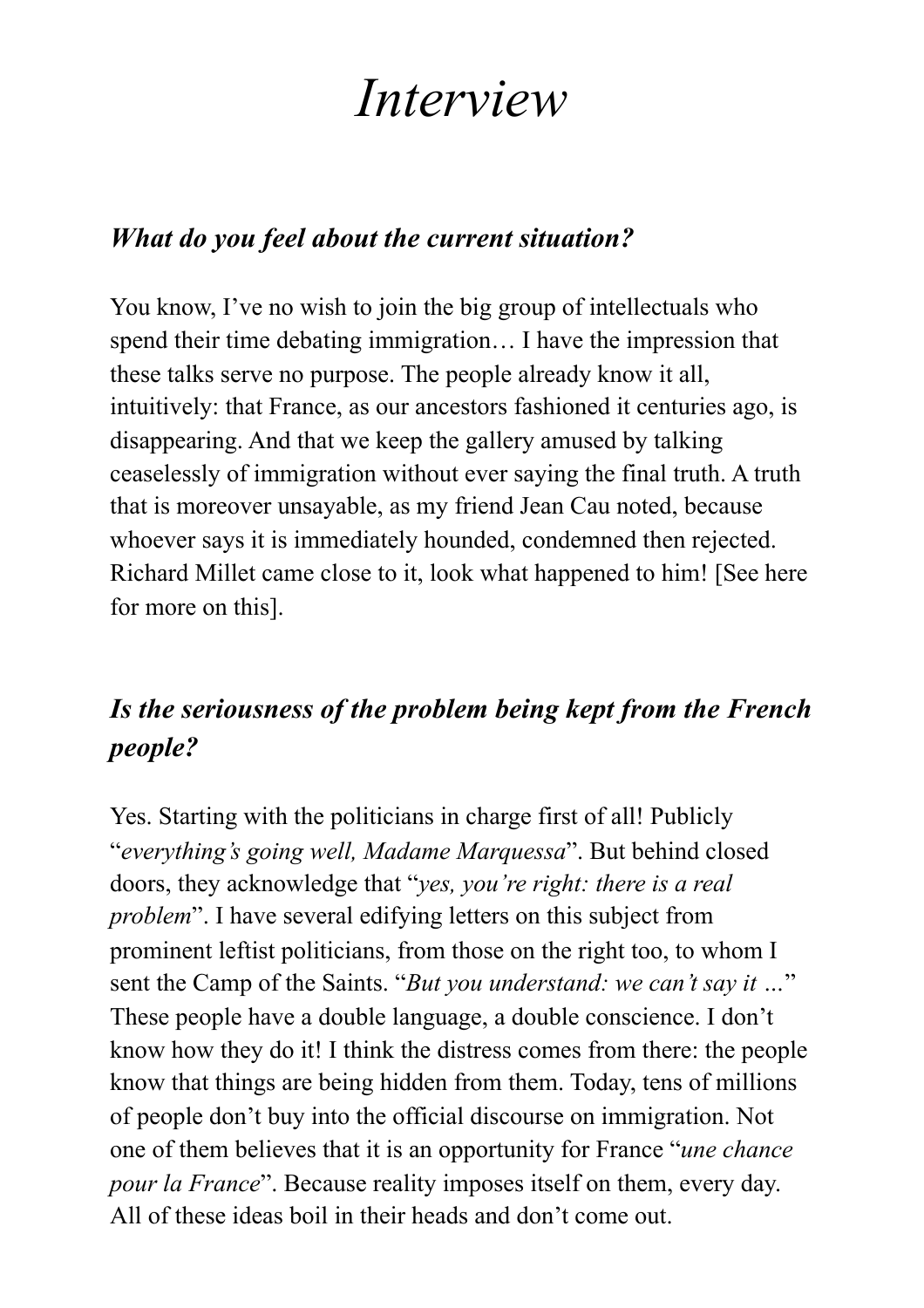# *Interview*

## *What do you feel about the current situation?*

You know, I've no wish to join the big group of intellectuals who spend their time debating immigration… I have the impression that these talks serve no purpose. The people already know it all, intuitively: that France, as our ancestors fashioned it centuries ago, is disappearing. And that we keep the gallery amused by talking ceaselessly of immigration without ever saying the final truth. A truth that is moreover unsayable, as my friend Jean Cau noted, because whoever says it is immediately hounded, condemned then rejected. Richard Millet came close to it, look what happened to him! [See here for more on this].

## *Is the seriousness of the problem being kept from the French people?*

Yes. Starting with the politicians in charge first of all! Publicly "*everything's going well, Madame Marquessa*". But behind closed doors, they acknowledge that "*yes, you're right: there is a real problem*". I have several edifying letters on this subject from prominent leftist politicians, from those on the right too, to whom I sent the Camp of the Saints. "*But you understand: we can't say it …*" These people have a double language, a double conscience. I don't know how they do it! I think the distress comes from there: the people know that things are being hidden from them. Today, tens of millions of people don't buy into the official discourse on immigration. Not one of them believes that it is an opportunity for France "*une chance pour la France*". Because reality imposes itself on them, every day. All of these ideas boil in their heads and don't come out.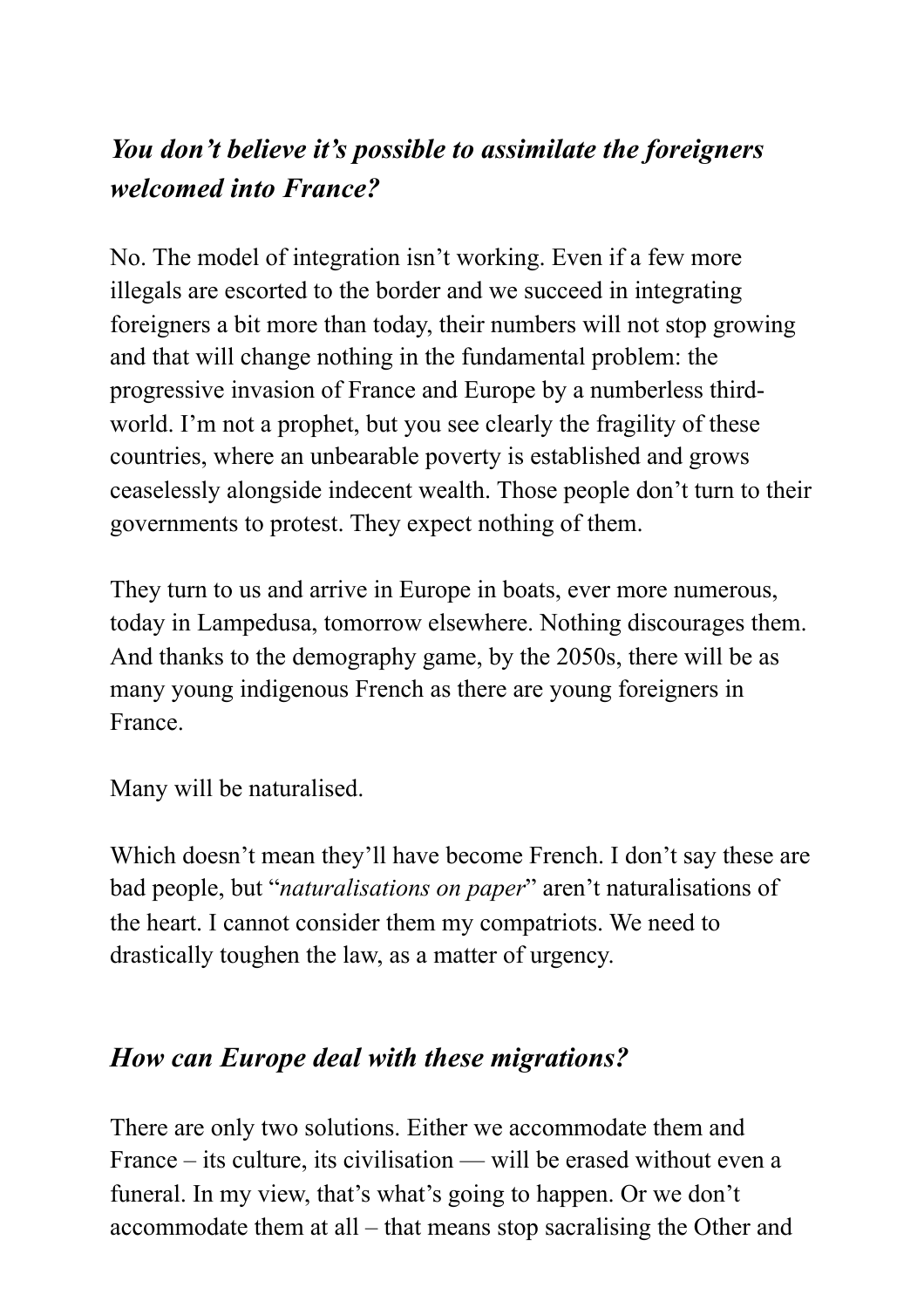***You don't believe it's possible to assimilate the foreigners welcomed into France?***

No. The model of integration isn't working. Even if a few more illegals are escorted to the border and we succeed in integrating foreigners a bit more than today, their numbers will not stop growing and that will change nothing in the fundamental problem: the progressive invasion of France and Europe by a numberless third-world. I'm not a prophet, but you see clearly the fragility of these countries, where an unbearable poverty is established and grows ceaselessly alongside indecent wealth. Those people don't turn to their governments to protest. They expect nothing of them.

They turn to us and arrive in Europe in boats, ever more numerous, today in Lampedusa, tomorrow elsewhere. Nothing discourages them. And thanks to the demography game, by the 2050s, there will be as many young indigenous French as there are young foreigners in France.

Many will be naturalised.

Which doesn't mean they'll have become French. I don't say these are bad people, but "*naturalisations on paper*" aren't naturalisations of the heart. I cannot consider them my compatriots. We need to drastically toughen the law, as a matter of urgency.

***How can Europe deal with these migrations?***

There are only two solutions. Either we accommodate them and France – its culture, its civilisation — will be erased without even a funeral. In my view, that's what's going to happen. Or we don't accommodate them at all – that means stop sacralising the Other and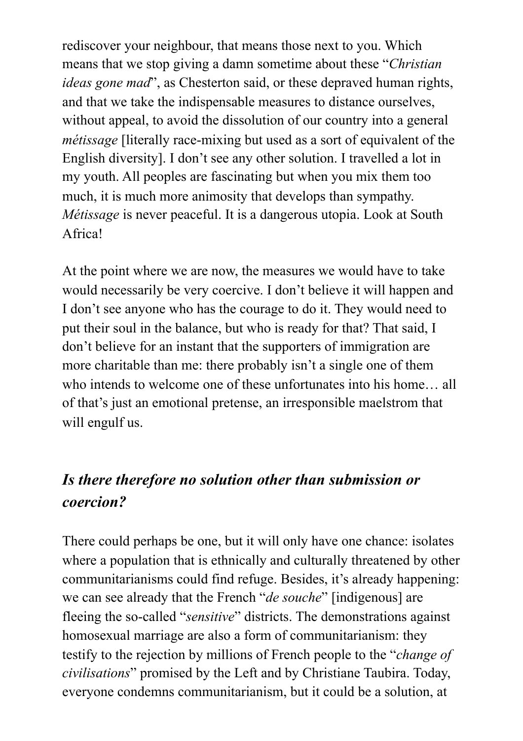rediscover your neighbour, that means those next to you. Which means that we stop giving a damn sometime about these "*Christian ideas gone mad*", as Chesterton said, or these depraved human rights, and that we take the indispensable measures to distance ourselves, without appeal, to avoid the dissolution of our country into a general *métissage* [literally race-mixing but used as a sort of equivalent of the English diversity]. I don't see any other solution. I travelled a lot in my youth. All peoples are fascinating but when you mix them too much, it is much more animosity that develops than sympathy. *Métissage* is never peaceful. It is a dangerous utopia. Look at South Africa!

At the point where we are now, the measures we would have to take would necessarily be very coercive. I don't believe it will happen and I don't see anyone who has the courage to do it. They would need to put their soul in the balance, but who is ready for that? That said, I don't believe for an instant that the supporters of immigration are more charitable than me: there probably isn't a single one of them who intends to welcome one of these unfortunates into his home… all of that's just an emotional pretense, an irresponsible maelstrom that will engulf us.

### *Is there therefore no solution other than submission or coercion?*

There could perhaps be one, but it will only have one chance: isolates where a population that is ethnically and culturally threatened by other communitarianisms could find refuge. Besides, it's already happening: we can see already that the French "*de souche*" [indigenous] are fleeing the so-called "*sensitive*" districts. The demonstrations against homosexual marriage are also a form of communitarianism: they testify to the rejection by millions of French people to the "*change of civilisations*" promised by the Left and by Christiane Taubira. Today, everyone condemns communitarianism, but it could be a solution, at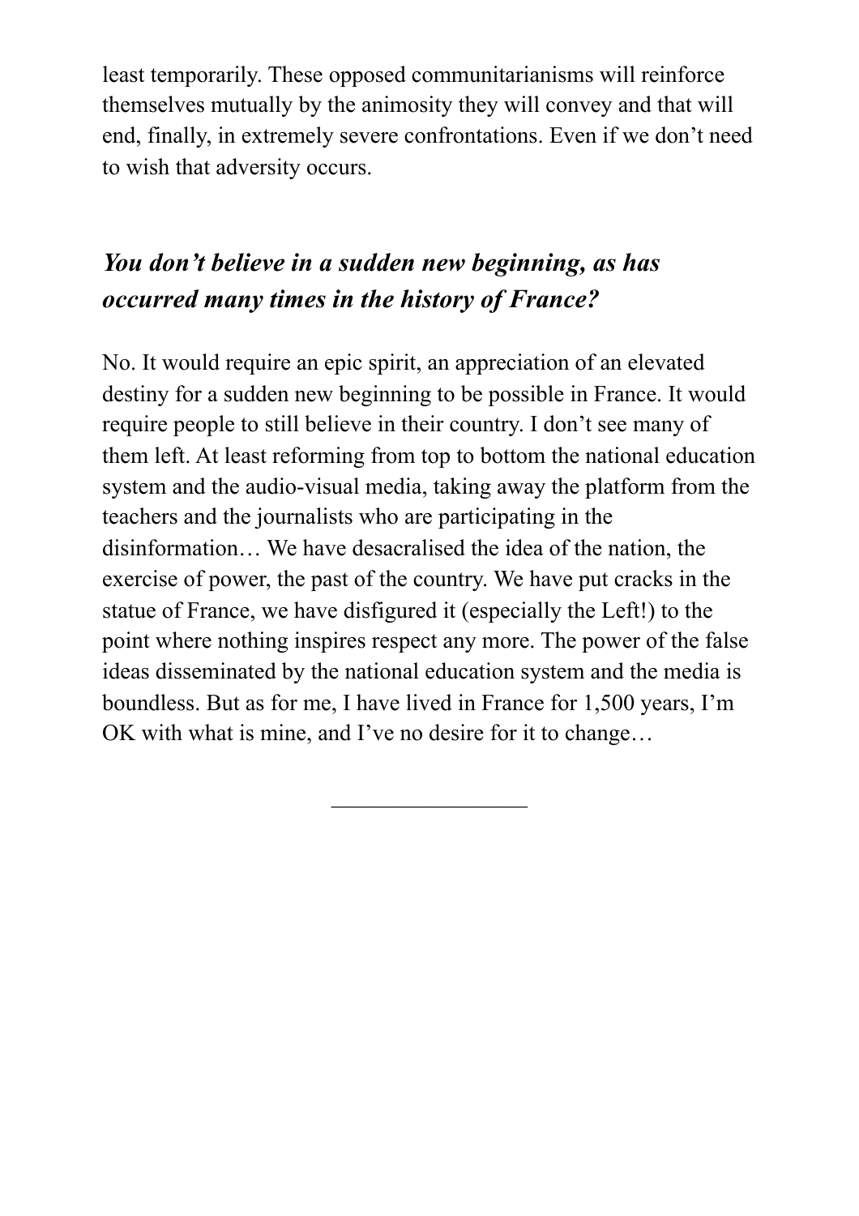least temporarily. These opposed communitarianisms will reinforce themselves mutually by the animosity they will convey and that will end, finally, in extremely severe confrontations. Even if we don't need to wish that adversity occurs.

### *You don't believe in a sudden new beginning, as has occurred many times in the history of France?*

No. It would require an epic spirit, an appreciation of an elevated destiny for a sudden new beginning to be possible in France. It would require people to still believe in their country. I don't see many of them left. At least reforming from top to bottom the national education system and the audio-visual media, taking away the platform from the teachers and the journalists who are participating in the disinformation… We have desacralised the idea of the nation, the exercise of power, the past of the country. We have put cracks in the statue of France, we have disfigured it (especially the Left!) to the point where nothing inspires respect any more. The power of the false ideas disseminated by the national education system and the media is boundless. But as for me, I have lived in France for 1,500 years, I'm OK with what is mine, and I've no desire for it to change…

---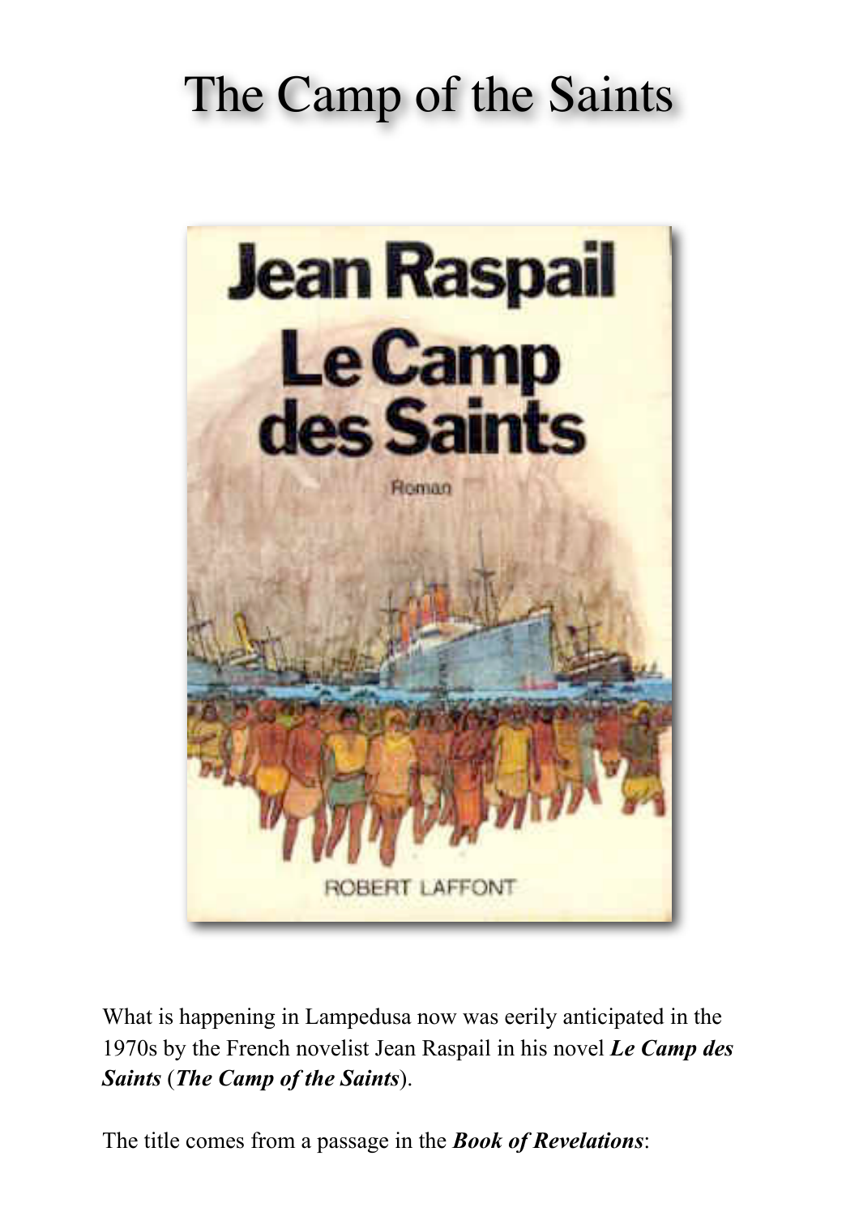# The Camp of the Saints

What is happening in Lampedusa now was eerily anticipated in the 1970s by the French novelist Jean Raspail in his novel ***Le Camp des Saints*** (***The Camp of the Saints***).

The title comes from a passage in the ***Book of Revelations***: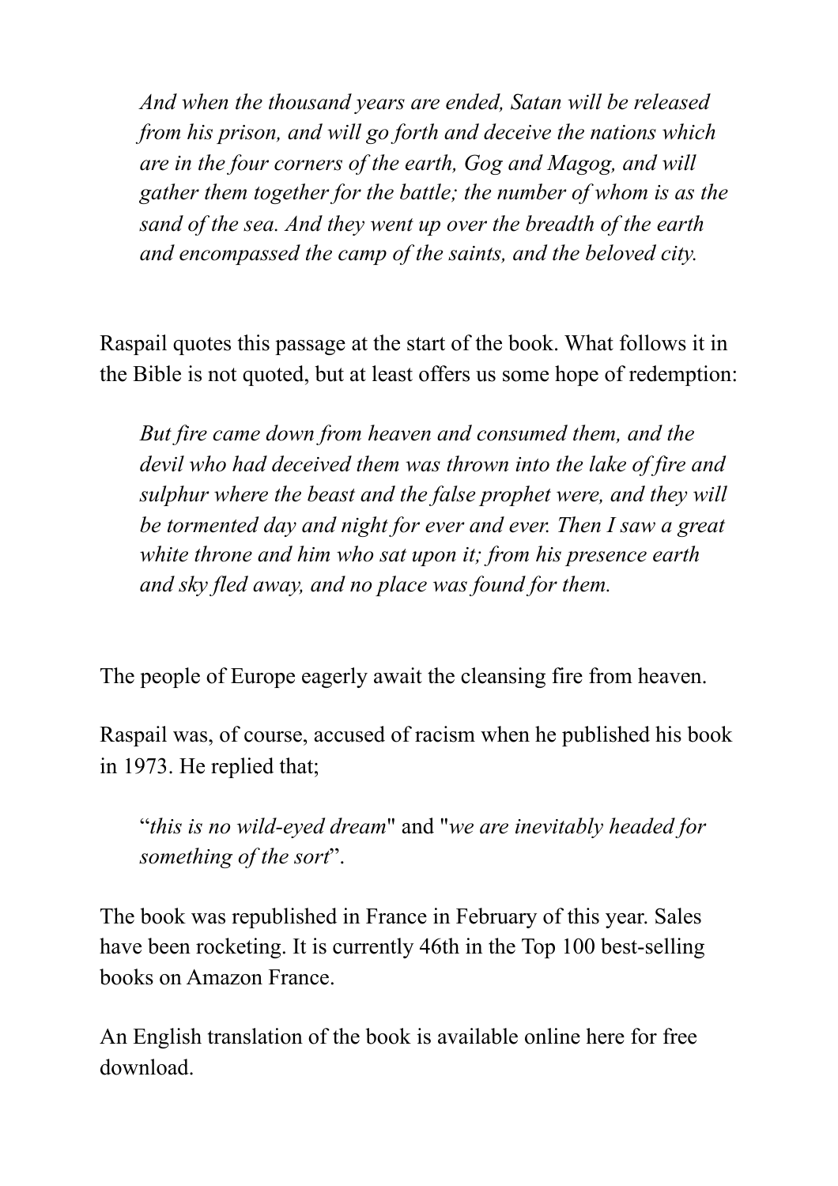> *And when the thousand years are ended, Satan will be released from his prison, and will go forth and deceive the nations which are in the four corners of the earth, Gog and Magog, and will gather them together for the battle; the number of whom is as the sand of the sea. And they went up over the breadth of the earth and encompassed the camp of the saints, and the beloved city.*

Raspail quotes this passage at the start of the book. What follows it in the Bible is not quoted, but at least offers us some hope of redemption:

> *But fire came down from heaven and consumed them, and the devil who had deceived them was thrown into the lake of fire and sulphur where the beast and the false prophet were, and they will be tormented day and night for ever and ever. Then I saw a great white throne and him who sat upon it; from his presence earth and sky fled away, and no place was found for them.*

The people of Europe eagerly await the cleansing fire from heaven.

Raspail was, of course, accused of racism when he published his book in 1973. He replied that;

> "*this is no wild-eyed dream*" and "*we are inevitably headed for something of the sort*".

The book was republished in France in February of this year. Sales have been rocketing. It is currently 46th in the Top 100 best-selling books on Amazon France.

An English translation of the book is available online here for free download.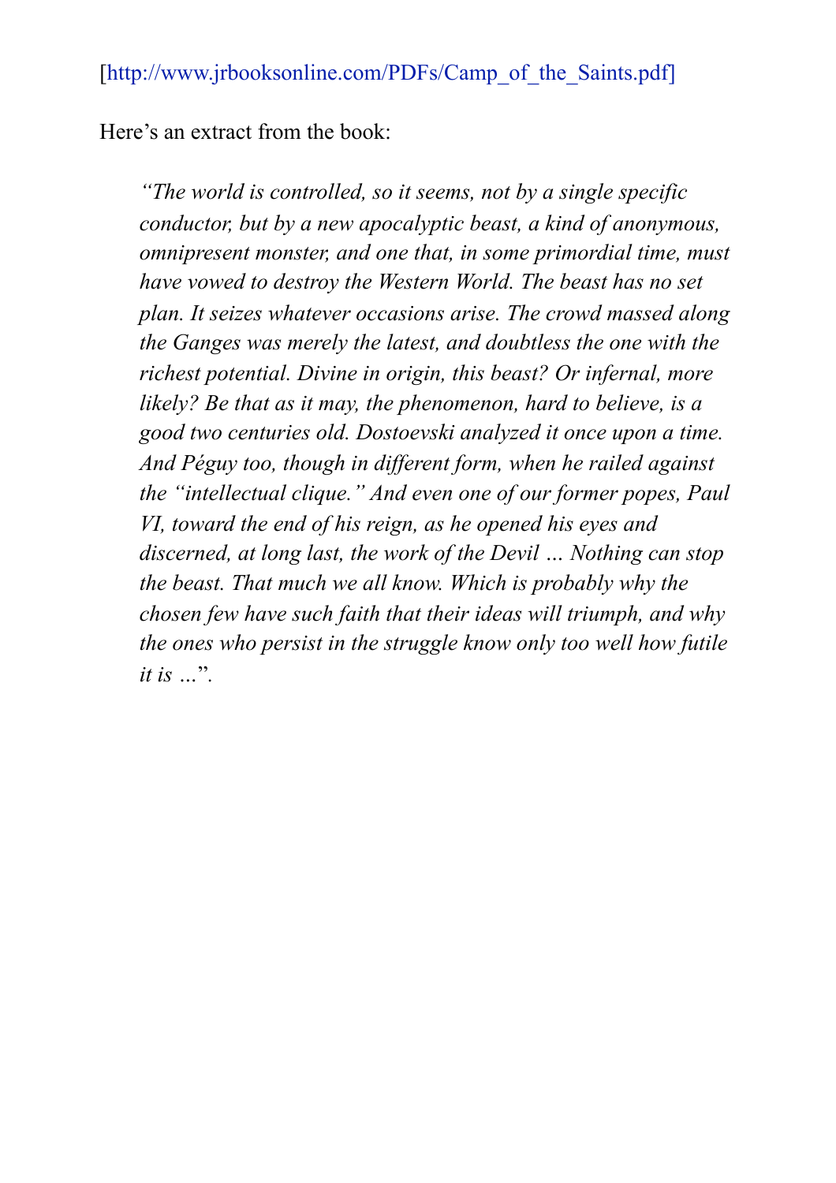[http://www.jrbooksonline.com/PDFs/Camp_of_the_Saints.pdf]

Here's an extract from the book:

> *"The world is controlled, so it seems, not by a single specific conductor, but by a new apocalyptic beast, a kind of anonymous, omnipresent monster, and one that, in some primordial time, must have vowed to destroy the Western World. The beast has no set plan. It seizes whatever occasions arise. The crowd massed along the Ganges was merely the latest, and doubtless the one with the richest potential. Divine in origin, this beast? Or infernal, more likely? Be that as it may, the phenomenon, hard to believe, is a good two centuries old. Dostoevski analyzed it once upon a time. And Péguy too, though in different form, when he railed against the "intellectual clique." And even one of our former popes, Paul VI, toward the end of his reign, as he opened his eyes and discerned, at long last, the work of the Devil … Nothing can stop the beast. That much we all know. Which is probably why the chosen few have such faith that their ideas will triumph, and why the ones who persist in the struggle know only too well how futile it is …*".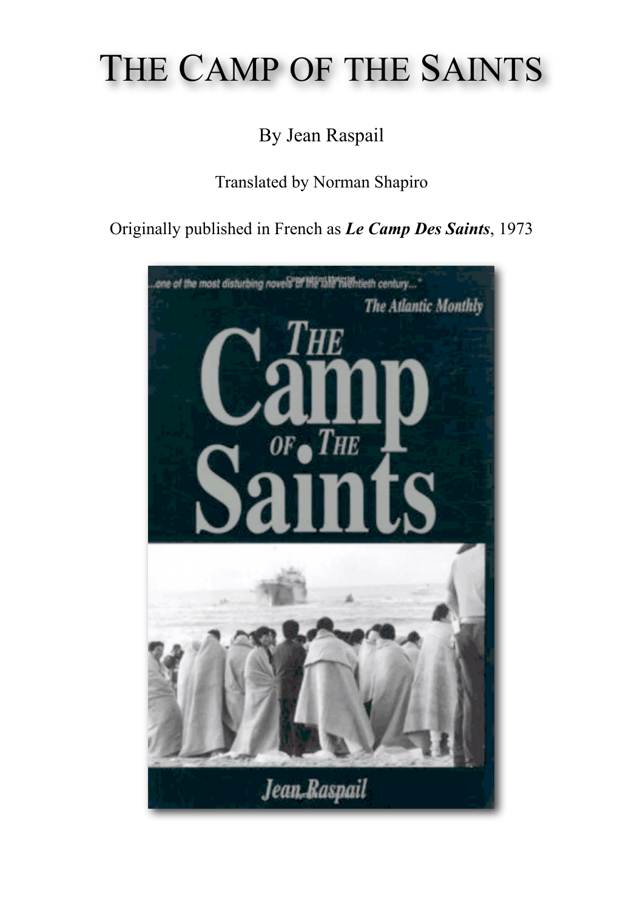# THE CAMP OF THE SAINTS

By Jean Raspail

Translated by Norman Shapiro

Originally published in French as ***Le Camp Des Saints***, 1973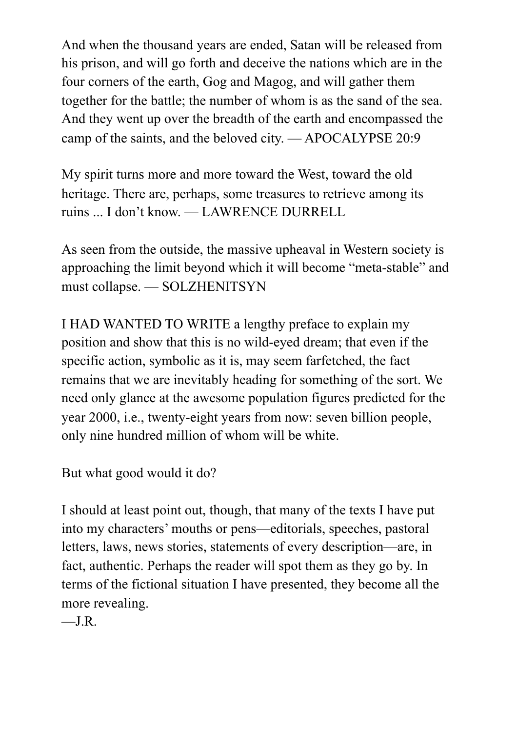And when the thousand years are ended, Satan will be released from his prison, and will go forth and deceive the nations which are in the four corners of the earth, Gog and Magog, and will gather them together for the battle; the number of whom is as the sand of the sea. And they went up over the breadth of the earth and encompassed the camp of the saints, and the beloved city. — APOCALYPSE 20:9

My spirit turns more and more toward the West, toward the old heritage. There are, perhaps, some treasures to retrieve among its ruins ... I don't know. — LAWRENCE DURRELL

As seen from the outside, the massive upheaval in Western society is approaching the limit beyond which it will become "meta-stable" and must collapse. — SOLZHENITSYN

I HAD WANTED TO WRITE a lengthy preface to explain my position and show that this is no wild-eyed dream; that even if the specific action, symbolic as it is, may seem farfetched, the fact remains that we are inevitably heading for something of the sort. We need only glance at the awesome population figures predicted for the year 2000, i.e., twenty-eight years from now: seven billion people, only nine hundred million of whom will be white.

But what good would it do?

I should at least point out, though, that many of the texts I have put into my characters' mouths or pens—editorials, speeches, pastoral letters, laws, news stories, statements of every description—are, in fact, authentic. Perhaps the reader will spot them as they go by. In terms of the fictional situation I have presented, they become all the more revealing.

—J.R.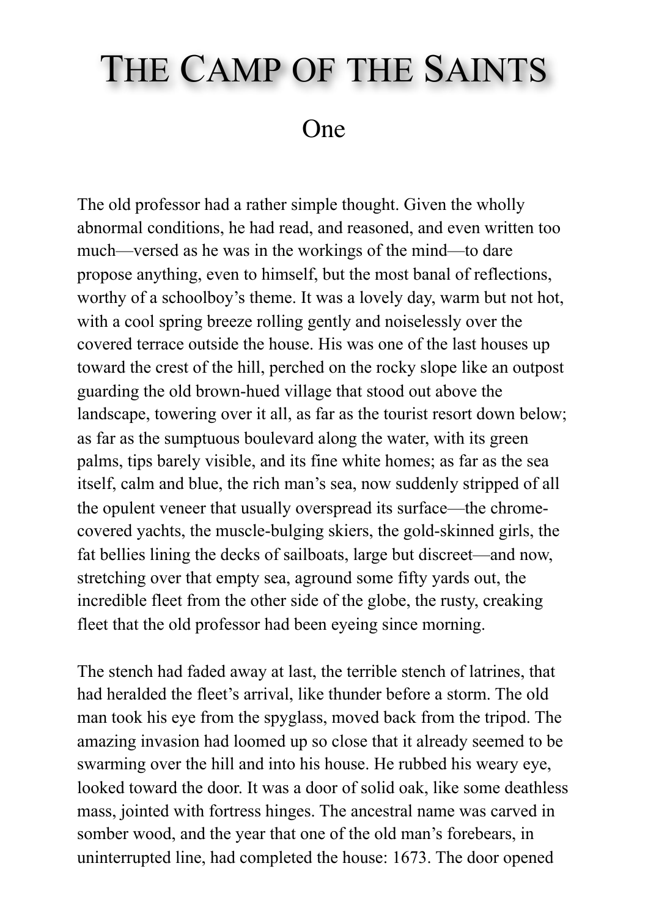# The Camp of the Saints

## One

The old professor had a rather simple thought. Given the wholly abnormal conditions, he had read, and reasoned, and even written too much—versed as he was in the workings of the mind—to dare propose anything, even to himself, but the most banal of reflections, worthy of a schoolboy's theme. It was a lovely day, warm but not hot, with a cool spring breeze rolling gently and noiselessly over the covered terrace outside the house. His was one of the last houses up toward the crest of the hill, perched on the rocky slope like an outpost guarding the old brown-hued village that stood out above the landscape, towering over it all, as far as the tourist resort down below; as far as the sumptuous boulevard along the water, with its green palms, tips barely visible, and its fine white homes; as far as the sea itself, calm and blue, the rich man's sea, now suddenly stripped of all the opulent veneer that usually overspread its surface—the chrome-covered yachts, the muscle-bulging skiers, the gold-skinned girls, the fat bellies lining the decks of sailboats, large but discreet—and now, stretching over that empty sea, aground some fifty yards out, the incredible fleet from the other side of the globe, the rusty, creaking fleet that the old professor had been eyeing since morning.

The stench had faded away at last, the terrible stench of latrines, that had heralded the fleet's arrival, like thunder before a storm. The old man took his eye from the spyglass, moved back from the tripod. The amazing invasion had loomed up so close that it already seemed to be swarming over the hill and into his house. He rubbed his weary eye, looked toward the door. It was a door of solid oak, like some deathless mass, jointed with fortress hinges. The ancestral name was carved in somber wood, and the year that one of the old man's forebears, in uninterrupted line, had completed the house: 1673. The door opened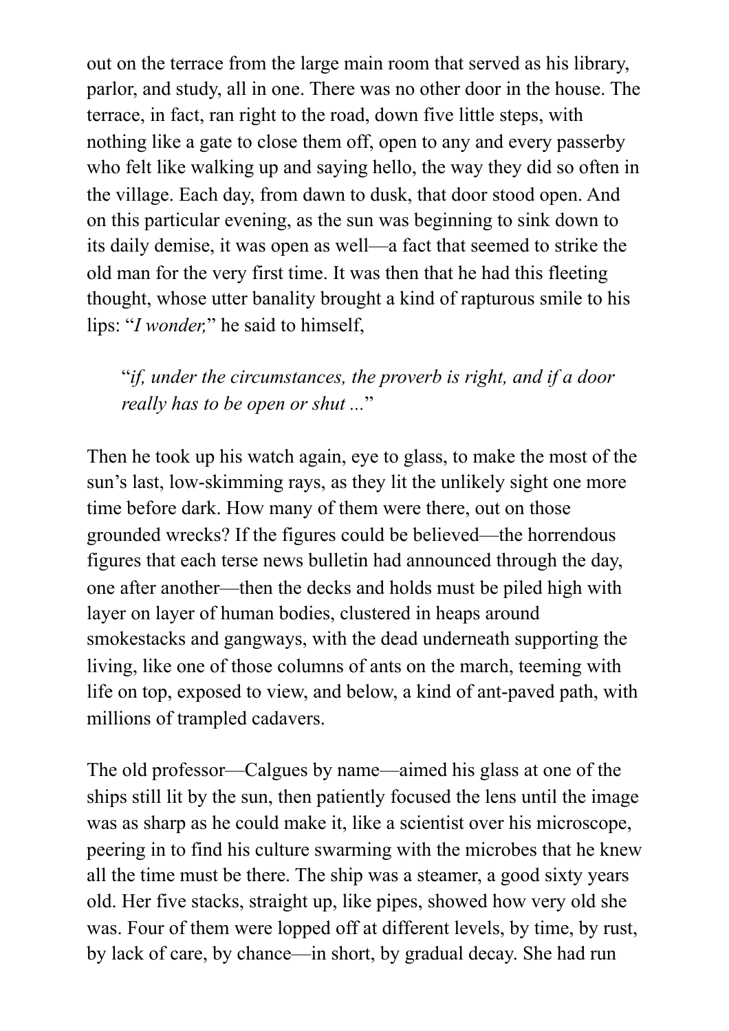out on the terrace from the large main room that served as his library, parlor, and study, all in one. There was no other door in the house. The terrace, in fact, ran right to the road, down five little steps, with nothing like a gate to close them off, open to any and every passerby who felt like walking up and saying hello, the way they did so often in the village. Each day, from dawn to dusk, that door stood open. And on this particular evening, as the sun was beginning to sink down to its daily demise, it was open as well—a fact that seemed to strike the old man for the very first time. It was then that he had this fleeting thought, whose utter banality brought a kind of rapturous smile to his lips: "*I wonder,*" he said to himself,

> "*if, under the circumstances, the proverb is right, and if a door really has to be open or shut ...*"

Then he took up his watch again, eye to glass, to make the most of the sun's last, low-skimming rays, as they lit the unlikely sight one more time before dark. How many of them were there, out on those grounded wrecks? If the figures could be believed—the horrendous figures that each terse news bulletin had announced through the day, one after another—then the decks and holds must be piled high with layer on layer of human bodies, clustered in heaps around smokestacks and gangways, with the dead underneath supporting the living, like one of those columns of ants on the march, teeming with life on top, exposed to view, and below, a kind of ant-paved path, with millions of trampled cadavers.

The old professor—Calgues by name—aimed his glass at one of the ships still lit by the sun, then patiently focused the lens until the image was as sharp as he could make it, like a scientist over his microscope, peering in to find his culture swarming with the microbes that he knew all the time must be there. The ship was a steamer, a good sixty years old. Her five stacks, straight up, like pipes, showed how very old she was. Four of them were lopped off at different levels, by time, by rust, by lack of care, by chance—in short, by gradual decay. She had run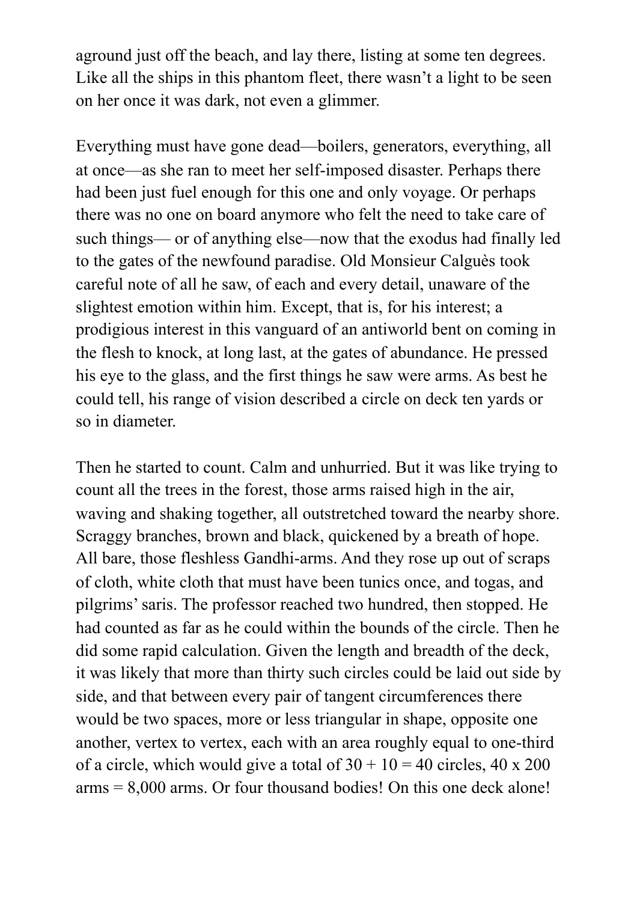aground just off the beach, and lay there, listing at some ten degrees. Like all the ships in this phantom fleet, there wasn't a light to be seen on her once it was dark, not even a glimmer.

Everything must have gone dead—boilers, generators, everything, all at once—as she ran to meet her self-imposed disaster. Perhaps there had been just fuel enough for this one and only voyage. Or perhaps there was no one on board anymore who felt the need to take care of such things— or of anything else—now that the exodus had finally led to the gates of the newfound paradise. Old Monsieur Calguès took careful note of all he saw, of each and every detail, unaware of the slightest emotion within him. Except, that is, for his interest; a prodigious interest in this vanguard of an antiworld bent on coming in the flesh to knock, at long last, at the gates of abundance. He pressed his eye to the glass, and the first things he saw were arms. As best he could tell, his range of vision described a circle on deck ten yards or so in diameter.

Then he started to count. Calm and unhurried. But it was like trying to count all the trees in the forest, those arms raised high in the air, waving and shaking together, all outstretched toward the nearby shore. Scraggy branches, brown and black, quickened by a breath of hope. All bare, those fleshless Gandhi-arms. And they rose up out of scraps of cloth, white cloth that must have been tunics once, and togas, and pilgrims' saris. The professor reached two hundred, then stopped. He had counted as far as he could within the bounds of the circle. Then he did some rapid calculation. Given the length and breadth of the deck, it was likely that more than thirty such circles could be laid out side by side, and that between every pair of tangent circumferences there would be two spaces, more or less triangular in shape, opposite one another, vertex to vertex, each with an area roughly equal to one-third of a circle, which would give a total of 30 + 10 = 40 circles, 40 x 200 arms = 8,000 arms. Or four thousand bodies! On this one deck alone!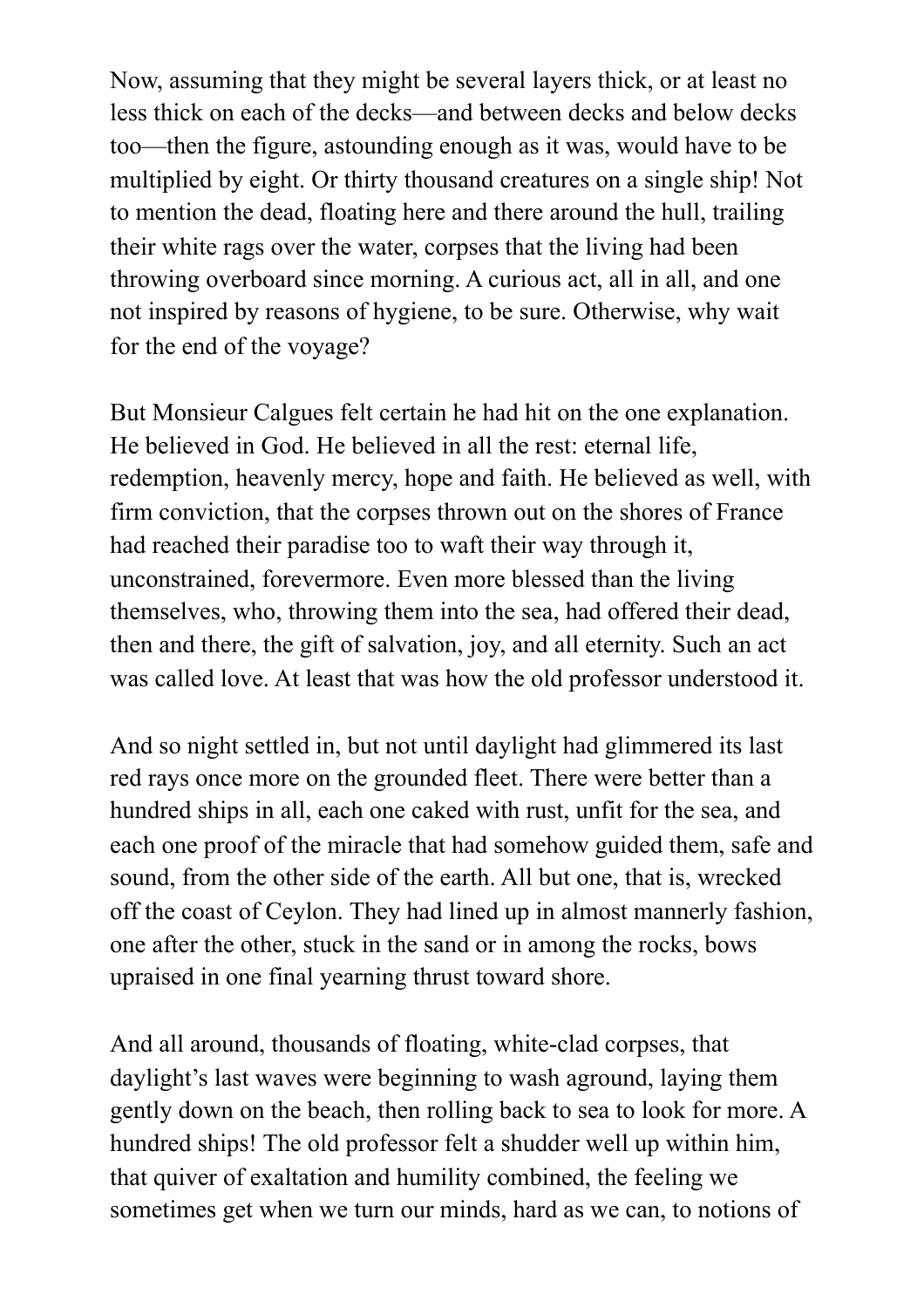Now, assuming that they might be several layers thick, or at least no less thick on each of the decks—and between decks and below decks too—then the figure, astounding enough as it was, would have to be multiplied by eight. Or thirty thousand creatures on a single ship! Not to mention the dead, floating here and there around the hull, trailing their white rags over the water, corpses that the living had been throwing overboard since morning. A curious act, all in all, and one not inspired by reasons of hygiene, to be sure. Otherwise, why wait for the end of the voyage?

But Monsieur Calgues felt certain he had hit on the one explanation. He believed in God. He believed in all the rest: eternal life, redemption, heavenly mercy, hope and faith. He believed as well, with firm conviction, that the corpses thrown out on the shores of France had reached their paradise too to waft their way through it, unconstrained, forevermore. Even more blessed than the living themselves, who, throwing them into the sea, had offered their dead, then and there, the gift of salvation, joy, and all eternity. Such an act was called love. At least that was how the old professor understood it.

And so night settled in, but not until daylight had glimmered its last red rays once more on the grounded fleet. There were better than a hundred ships in all, each one caked with rust, unfit for the sea, and each one proof of the miracle that had somehow guided them, safe and sound, from the other side of the earth. All but one, that is, wrecked off the coast of Ceylon. They had lined up in almost mannerly fashion, one after the other, stuck in the sand or in among the rocks, bows upraised in one final yearning thrust toward shore.

And all around, thousands of floating, white-clad corpses, that daylight's last waves were beginning to wash aground, laying them gently down on the beach, then rolling back to sea to look for more. A hundred ships! The old professor felt a shudder well up within him, that quiver of exaltation and humility combined, the feeling we sometimes get when we turn our minds, hard as we can, to notions of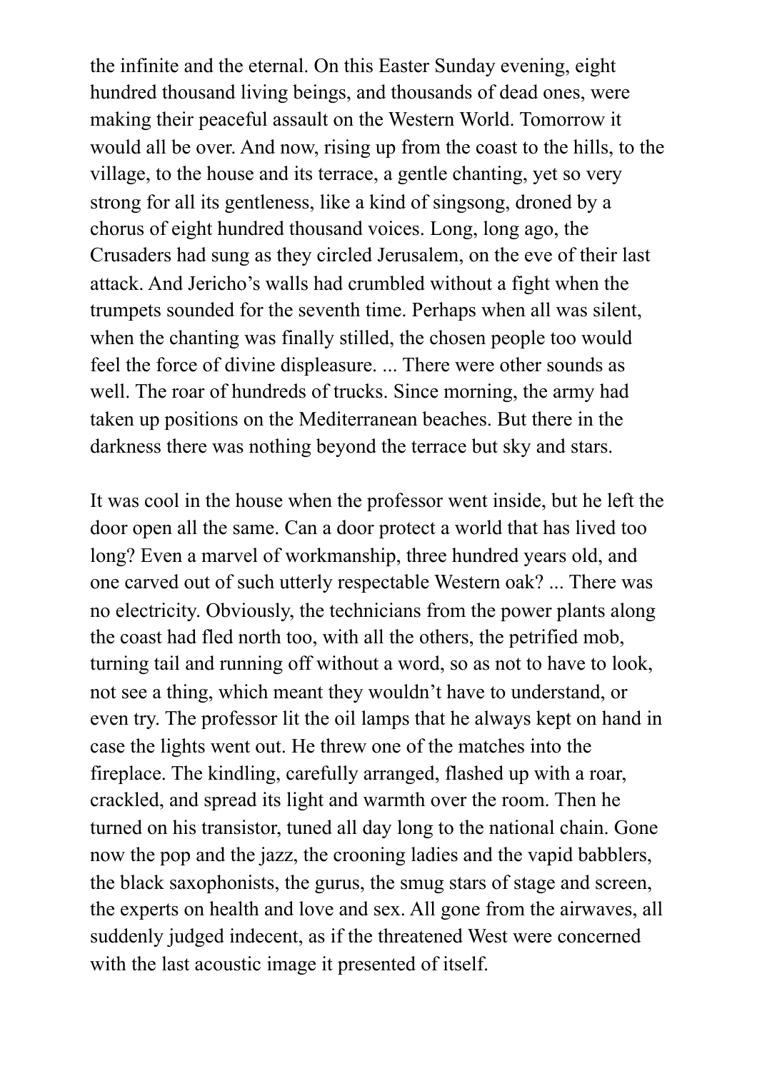the infinite and the eternal. On this Easter Sunday evening, eight hundred thousand living beings, and thousands of dead ones, were making their peaceful assault on the Western World. Tomorrow it would all be over. And now, rising up from the coast to the hills, to the village, to the house and its terrace, a gentle chanting, yet so very strong for all its gentleness, like a kind of singsong, droned by a chorus of eight hundred thousand voices. Long, long ago, the Crusaders had sung as they circled Jerusalem, on the eve of their last attack. And Jericho's walls had crumbled without a fight when the trumpets sounded for the seventh time. Perhaps when all was silent, when the chanting was finally stilled, the chosen people too would feel the force of divine displeasure. ... There were other sounds as well. The roar of hundreds of trucks. Since morning, the army had taken up positions on the Mediterranean beaches. But there in the darkness there was nothing beyond the terrace but sky and stars.

It was cool in the house when the professor went inside, but he left the door open all the same. Can a door protect a world that has lived too long? Even a marvel of workmanship, three hundred years old, and one carved out of such utterly respectable Western oak? ... There was no electricity. Obviously, the technicians from the power plants along the coast had fled north too, with all the others, the petrified mob, turning tail and running off without a word, so as not to have to look, not see a thing, which meant they wouldn't have to understand, or even try. The professor lit the oil lamps that he always kept on hand in case the lights went out. He threw one of the matches into the fireplace. The kindling, carefully arranged, flashed up with a roar, crackled, and spread its light and warmth over the room. Then he turned on his transistor, tuned all day long to the national chain. Gone now the pop and the jazz, the crooning ladies and the vapid babblers, the black saxophonists, the gurus, the smug stars of stage and screen, the experts on health and love and sex. All gone from the airwaves, all suddenly judged indecent, as if the threatened West were concerned with the last acoustic image it presented of itself.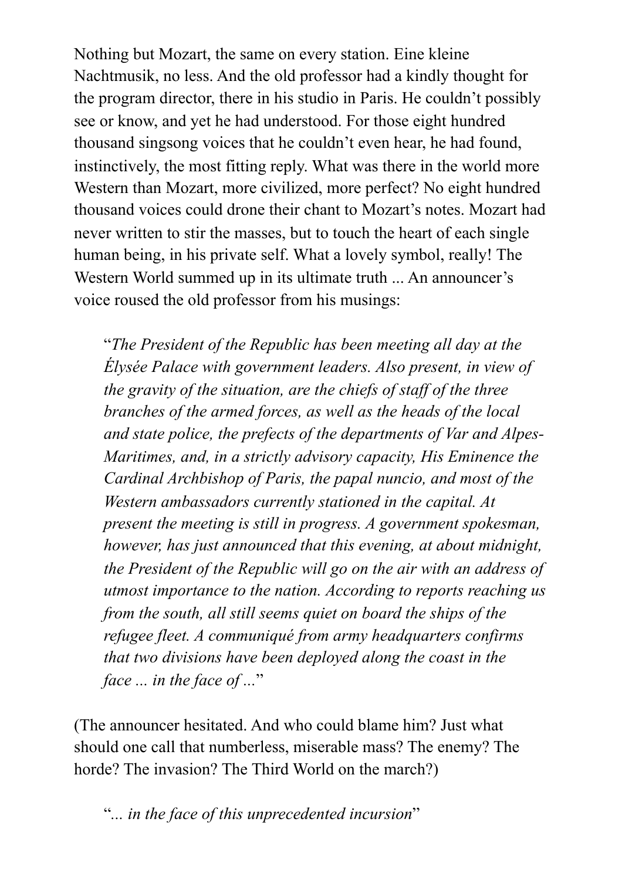Nothing but Mozart, the same on every station. Eine kleine Nachtmusik, no less. And the old professor had a kindly thought for the program director, there in his studio in Paris. He couldn't possibly see or know, and yet he had understood. For those eight hundred thousand singsong voices that he couldn't even hear, he had found, instinctively, the most fitting reply. What was there in the world more Western than Mozart, more civilized, more perfect? No eight hundred thousand voices could drone their chant to Mozart's notes. Mozart had never written to stir the masses, but to touch the heart of each single human being, in his private self. What a lovely symbol, really! The Western World summed up in its ultimate truth ... An announcer's voice roused the old professor from his musings:

> "*The President of the Republic has been meeting all day at the Élysée Palace with government leaders. Also present, in view of the gravity of the situation, are the chiefs of staff of the three branches of the armed forces, as well as the heads of the local and state police, the prefects of the departments of Var and Alpes-Maritimes, and, in a strictly advisory capacity, His Eminence the Cardinal Archbishop of Paris, the papal nuncio, and most of the Western ambassadors currently stationed in the capital. At present the meeting is still in progress. A government spokesman, however, has just announced that this evening, at about midnight, the President of the Republic will go on the air with an address of utmost importance to the nation. According to reports reaching us from the south, all still seems quiet on board the ships of the refugee fleet. A communiqué from army headquarters confirms that two divisions have been deployed along the coast in the face ... in the face of ...*"

(The announcer hesitated. And who could blame him? Just what should one call that numberless, miserable mass? The enemy? The horde? The invasion? The Third World on the march?)

> "*... in the face of this unprecedented incursion*"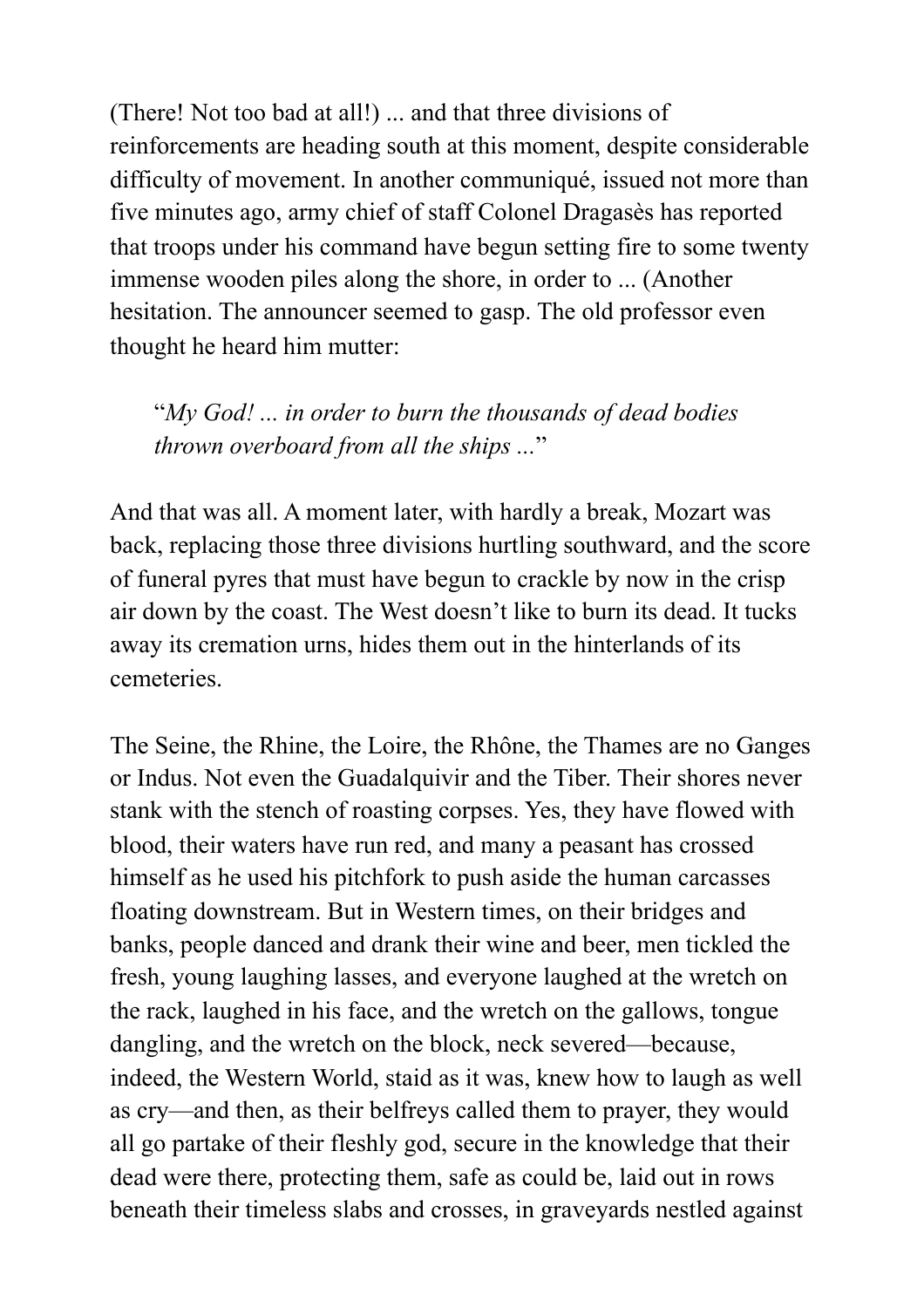(There! Not too bad at all!) ... and that three divisions of reinforcements are heading south at this moment, despite considerable difficulty of movement. In another communiqué, issued not more than five minutes ago, army chief of staff Colonel Dragasès has reported that troops under his command have begun setting fire to some twenty immense wooden piles along the shore, in order to ... (Another hesitation. The announcer seemed to gasp. The old professor even thought he heard him mutter:

> "*My God! ... in order to burn the thousands of dead bodies thrown overboard from all the ships ...*"

And that was all. A moment later, with hardly a break, Mozart was back, replacing those three divisions hurtling southward, and the score of funeral pyres that must have begun to crackle by now in the crisp air down by the coast. The West doesn't like to burn its dead. It tucks away its cremation urns, hides them out in the hinterlands of its cemeteries.

The Seine, the Rhine, the Loire, the Rhône, the Thames are no Ganges or Indus. Not even the Guadalquivir and the Tiber. Their shores never stank with the stench of roasting corpses. Yes, they have flowed with blood, their waters have run red, and many a peasant has crossed himself as he used his pitchfork to push aside the human carcasses floating downstream. But in Western times, on their bridges and banks, people danced and drank their wine and beer, men tickled the fresh, young laughing lasses, and everyone laughed at the wretch on the rack, laughed in his face, and the wretch on the gallows, tongue dangling, and the wretch on the block, neck severed—because, indeed, the Western World, staid as it was, knew how to laugh as well as cry—and then, as their belfreys called them to prayer, they would all go partake of their fleshly god, secure in the knowledge that their dead were there, protecting them, safe as could be, laid out in rows beneath their timeless slabs and crosses, in graveyards nestled against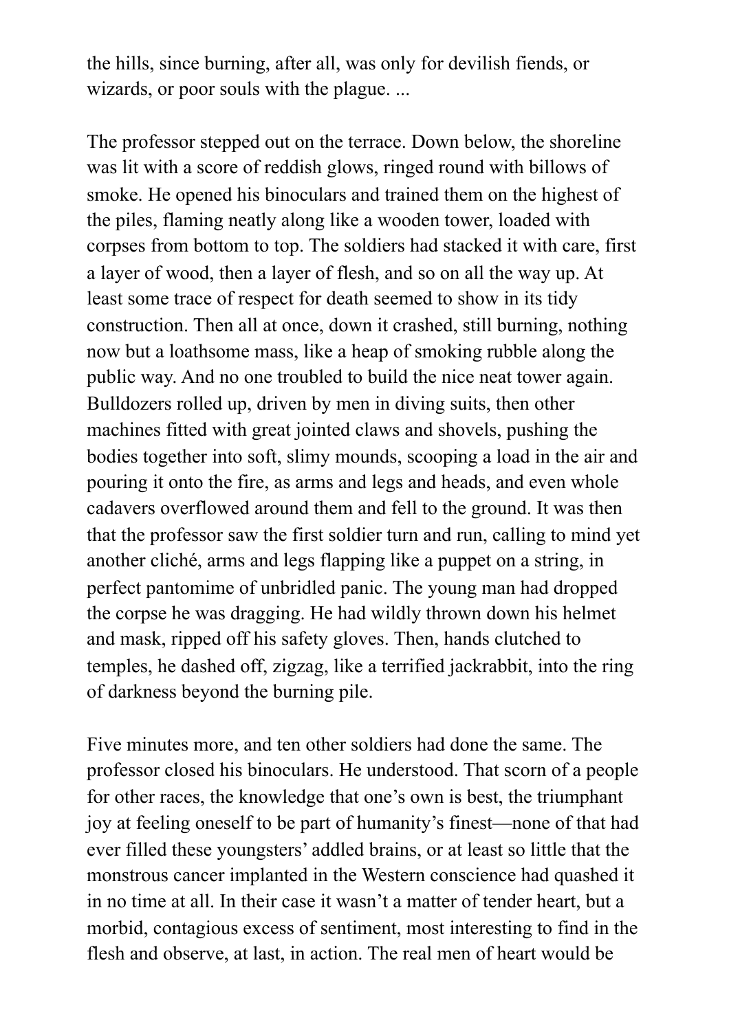the hills, since burning, after all, was only for devilish fiends, or wizards, or poor souls with the plague. ...

The professor stepped out on the terrace. Down below, the shoreline was lit with a score of reddish glows, ringed round with billows of smoke. He opened his binoculars and trained them on the highest of the piles, flaming neatly along like a wooden tower, loaded with corpses from bottom to top. The soldiers had stacked it with care, first a layer of wood, then a layer of flesh, and so on all the way up. At least some trace of respect for death seemed to show in its tidy construction. Then all at once, down it crashed, still burning, nothing now but a loathsome mass, like a heap of smoking rubble along the public way. And no one troubled to build the nice neat tower again. Bulldozers rolled up, driven by men in diving suits, then other machines fitted with great jointed claws and shovels, pushing the bodies together into soft, slimy mounds, scooping a load in the air and pouring it onto the fire, as arms and legs and heads, and even whole cadavers overflowed around them and fell to the ground. It was then that the professor saw the first soldier turn and run, calling to mind yet another cliché, arms and legs flapping like a puppet on a string, in perfect pantomime of unbridled panic. The young man had dropped the corpse he was dragging. He had wildly thrown down his helmet and mask, ripped off his safety gloves. Then, hands clutched to temples, he dashed off, zigzag, like a terrified jackrabbit, into the ring of darkness beyond the burning pile.

Five minutes more, and ten other soldiers had done the same. The professor closed his binoculars. He understood. That scorn of a people for other races, the knowledge that one's own is best, the triumphant joy at feeling oneself to be part of humanity's finest—none of that had ever filled these youngsters' addled brains, or at least so little that the monstrous cancer implanted in the Western conscience had quashed it in no time at all. In their case it wasn't a matter of tender heart, but a morbid, contagious excess of sentiment, most interesting to find in the flesh and observe, at last, in action. The real men of heart would be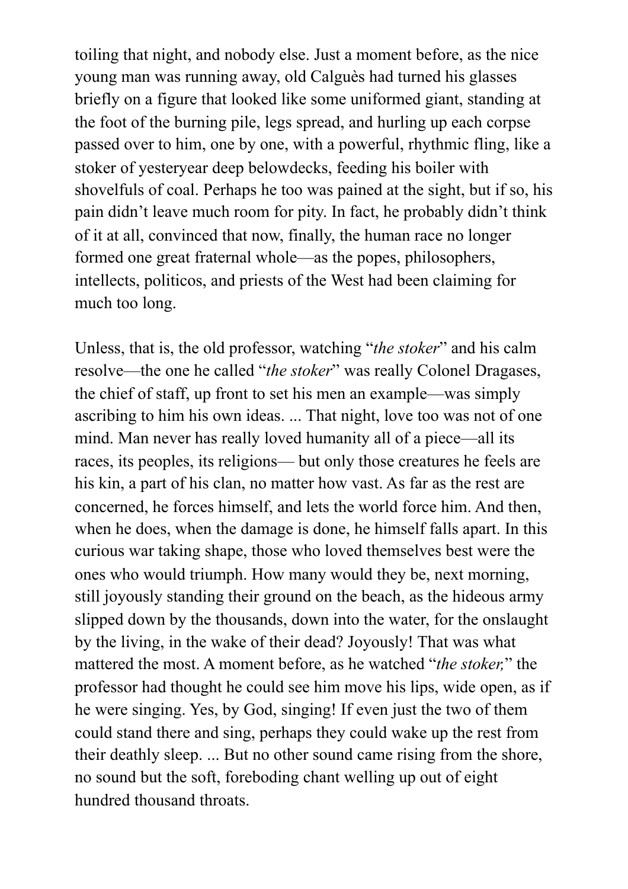toiling that night, and nobody else. Just a moment before, as the nice young man was running away, old Calguès had turned his glasses briefly on a figure that looked like some uniformed giant, standing at the foot of the burning pile, legs spread, and hurling up each corpse passed over to him, one by one, with a powerful, rhythmic fling, like a stoker of yesteryear deep belowdecks, feeding his boiler with shovelfuls of coal. Perhaps he too was pained at the sight, but if so, his pain didn't leave much room for pity. In fact, he probably didn't think of it at all, convinced that now, finally, the human race no longer formed one great fraternal whole—as the popes, philosophers, intellects, politicos, and priests of the West had been claiming for much too long.

Unless, that is, the old professor, watching "*the stoker*" and his calm resolve—the one he called "*the stoker*" was really Colonel Dragases, the chief of staff, up front to set his men an example—was simply ascribing to him his own ideas. ... That night, love too was not of one mind. Man never has really loved humanity all of a piece—all its races, its peoples, its religions— but only those creatures he feels are his kin, a part of his clan, no matter how vast. As far as the rest are concerned, he forces himself, and lets the world force him. And then, when he does, when the damage is done, he himself falls apart. In this curious war taking shape, those who loved themselves best were the ones who would triumph. How many would they be, next morning, still joyously standing their ground on the beach, as the hideous army slipped down by the thousands, down into the water, for the onslaught by the living, in the wake of their dead? Joyously! That was what mattered the most. A moment before, as he watched "*the stoker,*" the professor had thought he could see him move his lips, wide open, as if he were singing. Yes, by God, singing! If even just the two of them could stand there and sing, perhaps they could wake up the rest from their deathly sleep. ... But no other sound came rising from the shore, no sound but the soft, foreboding chant welling up out of eight hundred thousand throats.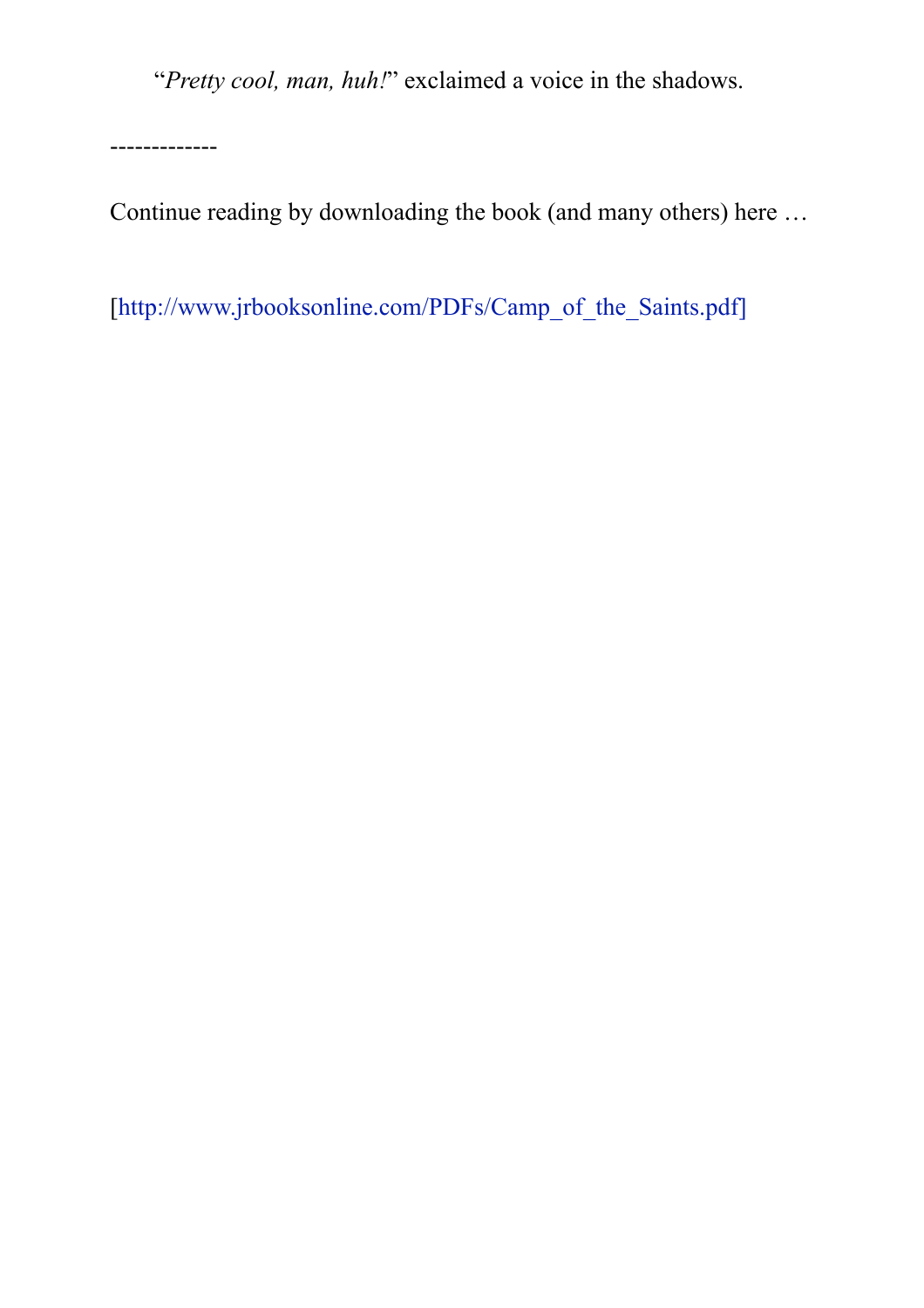“*Pretty cool, man, huh!*” exclaimed a voice in the shadows.

-------------

Continue reading by downloading the book (and many others) here …

[http://www.jrbooksonline.com/PDFs/Camp_of_the_Saints.pdf]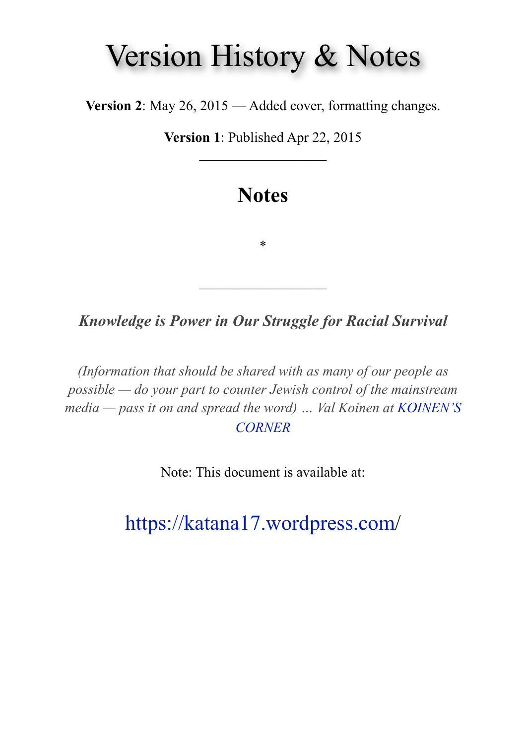# Version History & Notes

**Version 2**: May 26, 2015 — Added cover, formatting changes.

**Version 1**: Published Apr 22, 2015

---

## Notes

*

---

***Knowledge is Power in Our Struggle for Racial Survival***

*(Information that should be shared with as many of our people as possible — do your part to counter Jewish control of the mainstream media — pass it on and spread the word) … Val Koinen at KOINEN'S CORNER*

Note: This document is available at:

https://katana17.wordpress.com/